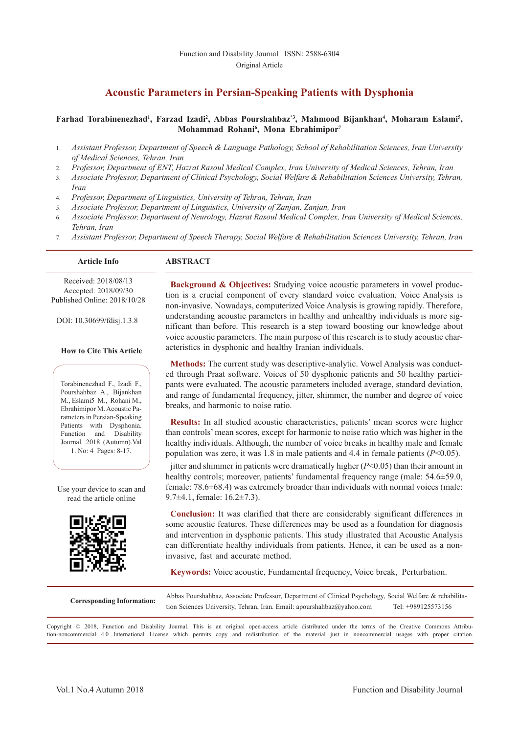Function and Disability Journal ISSN: 2588-6304

Original Article

# Acoustic Parameters in Persian-Speaking Patients with Dysphonia

**Farhad Torabinenezhad[1], Farzad Izadi[2], Abbas Pourshahbaz*[3], Mahmood Bijankhan[4], Moharam Eslami[5], Mohammad Rohani[6], Mona Ebrahimipor[7]**

1. *Assistant Professor, Department of Speech & Language Pathology, School of Rehabilitation Sciences, Iran University of Medical Sciences, Tehran, Iran*
2. *Professor, Department of ENT, Hazrat Rasoul Medical Complex, Iran University of Medical Sciences, Tehran, Iran*
3. *Associate Professor, Department of Clinical Psychology, Social Welfare & Rehabilitation Sciences University, Tehran, Iran*
4. *Professor, Department of Linguistics, University of Tehran, Tehran, Iran*
5. *Associate Professor, Department of Linguistics, University of Zanjan, Zanjan, Iran*
6. *Associate Professor, Department of Neurology, Hazrat Rasoul Medical Complex, Iran University of Medical Sciences, Tehran, Iran*
7. *Assistant Professor, Department of Speech Therapy, Social Welfare & Rehabilitation Sciences University, Tehran, Iran*

**Article Info**

Received: 2018/08/13
Accepted: 2018/09/30
Published Online: 2018/10/28

DOI: 10.30699/fdisj.1.3.8

**How to Cite This Article**

Torabinenezhad F., Izadi F., Pourshahbaz A., Bijankhan M., Eslami5 M., Rohani M., Ebrahimipor M. Acoustic Parameters in Persian-Speaking Patients with Dysphonia. Function and Disability Journal. 2018 (Autumn).Val 1. No: 4 Pages: 8-17.

Use your device to scan and read the article online

## ABSTRACT

**Background & Objectives:** Studying voice acoustic parameters in vowel production is a crucial component of every standard voice evaluation. Voice Analysis is non-invasive. Nowadays, computerized Voice Analysis is growing rapidly. Therefore, understanding acoustic parameters in healthy and unhealthy individuals is more significant than before. This research is a step toward boosting our knowledge about voice acoustic parameters. The main purpose of this research is to study acoustic characteristics in dysphonic and healthy Iranian individuals.

**Methods:** The current study was descriptive-analytic. Vowel Analysis was conducted through Praat software. Voices of 50 dysphonic patients and 50 healthy participants were evaluated. The acoustic parameters included average, standard deviation, and range of fundamental frequency, jitter, shimmer, the number and degree of voice breaks, and harmonic to noise ratio.

**Results:** In all studied acoustic characteristics, patients' mean scores were higher than controls' mean scores, except for harmonic to noise ratio which was higher in the healthy individuals. Although, the number of voice breaks in healthy male and female population was zero, it was 1.8 in male patients and 4.4 in female patients ($P<0.05$).

jitter and shimmer in patients were dramatically higher ($P<0.05$) than their amount in healthy controls; moreover, patients' fundamental frequency range (male: 54.6±59.0, female: 78.6±68.4) was extremely broader than individuals with normal voices (male: 9.7±4.1, female: 16.2±7.3).

**Conclusion:** It was clarified that there are considerably significant differences in some acoustic features. These differences may be used as a foundation for diagnosis and intervention in dysphonic patients. This study illustrated that Acoustic Analysis can differentiate healthy individuals from patients. Hence, it can be used as a non-invasive, fast and accurate method.

**Keywords:** Voice acoustic, Fundamental frequency, Voice break, Perturbation.

**Corresponding Information:** Abbas Pourshahbaz, Associate Professor, Department of Clinical Psychology, Social Welfare & rehabilitation Sciences University, Tehran, Iran. Email: apourshahbaz@yahoo.com Tel: +989125573156

Copyright © 2018, Function and Disability Journal. This is an original open-access article distributed under the terms of the Creative Commons Attribution-noncommercial 4.0 International License which permits copy and redistribution of the material just in noncommercial usages with proper citation.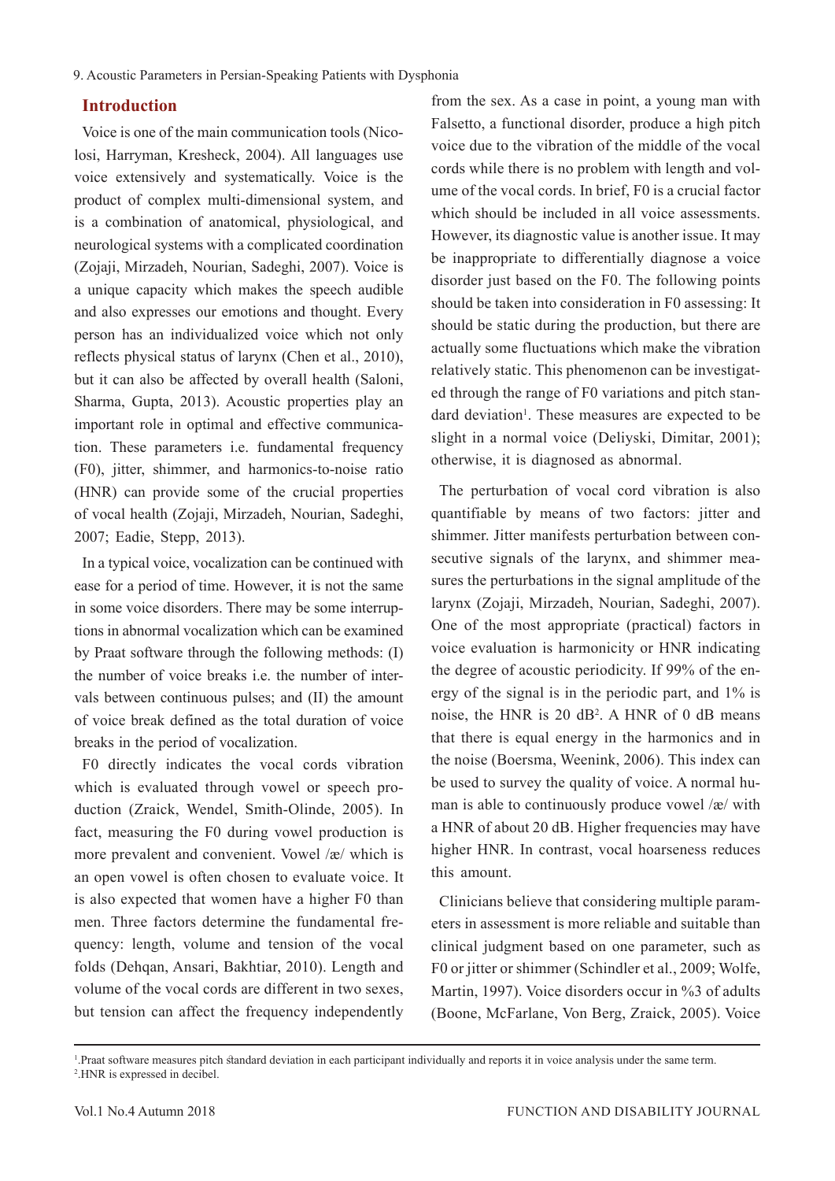## Introduction

Voice is one of the main communication tools (Nicolosi, Harryman, Kresheck, 2004). All languages use voice extensively and systematically. Voice is the product of complex multi-dimensional system, and is a combination of anatomical, physiological, and neurological systems with a complicated coordination (Zojaji, Mirzadeh, Nourian, Sadeghi, 2007). Voice is a unique capacity which makes the speech audible and also expresses our emotions and thought. Every person has an individualized voice which not only reflects physical status of larynx (Chen et al., 2010), but it can also be affected by overall health (Saloni, Sharma, Gupta, 2013). Acoustic properties play an important role in optimal and effective communication. These parameters i.e. fundamental frequency (F0), jitter, shimmer, and harmonics-to-noise ratio (HNR) can provide some of the crucial properties of vocal health (Zojaji, Mirzadeh, Nourian, Sadeghi, 2007; Eadie, Stepp, 2013).

In a typical voice, vocalization can be continued with ease for a period of time. However, it is not the same in some voice disorders. There may be some interruptions in abnormal vocalization which can be examined by Praat software through the following methods: (I) the number of voice breaks i.e. the number of intervals between continuous pulses; and (II) the amount of voice break defined as the total duration of voice breaks in the period of vocalization.

F0 directly indicates the vocal cords vibration which is evaluated through vowel or speech production (Zraick, Wendel, Smith-Olinde, 2005). In fact, measuring the F0 during vowel production is more prevalent and convenient. Vowel /æ/ which is an open vowel is often chosen to evaluate voice. It is also expected that women have a higher F0 than men. Three factors determine the fundamental frequency: length, volume and tension of the vocal folds (Dehqan, Ansari, Bakhtiar, 2010). Length and volume of the vocal cords are different in two sexes, but tension can affect the frequency independently from the sex. As a case in point, a young man with Falsetto, a functional disorder, produce a high pitch voice due to the vibration of the middle of the vocal cords while there is no problem with length and volume of the vocal cords. In brief, F0 is a crucial factor which should be included in all voice assessments. However, its diagnostic value is another issue. It may be inappropriate to differentially diagnose a voice disorder just based on the F0. The following points should be taken into consideration in F0 assessing: It should be static during the production, but there are actually some fluctuations which make the vibration relatively static. This phenomenon can be investigated through the range of F0 variations and pitch standard deviation[1]. These measures are expected to be slight in a normal voice (Deliyski, Dimitar, 2001); otherwise, it is diagnosed as abnormal.

The perturbation of vocal cord vibration is also quantifiable by means of two factors: jitter and shimmer. Jitter manifests perturbation between consecutive signals of the larynx, and shimmer measures the perturbations in the signal amplitude of the larynx (Zojaji, Mirzadeh, Nourian, Sadeghi, 2007). One of the most appropriate (practical) factors in voice evaluation is harmonicity or HNR indicating the degree of acoustic periodicity. If 99% of the energy of the signal is in the periodic part, and 1% is noise, the HNR is 20 dB[2]. A HNR of 0 dB means that there is equal energy in the harmonics and in the noise (Boersma, Weenink, 2006). This index can be used to survey the quality of voice. A normal human is able to continuously produce vowel /æ/ with a HNR of about 20 dB. Higher frequencies may have higher HNR. In contrast, vocal hoarseness reduces this amount.

Clinicians believe that considering multiple parameters in assessment is more reliable and suitable than clinical judgment based on one parameter, such as F0 or jitter or shimmer (Schindler et al., 2009; Wolfe, Martin, 1997). Voice disorders occur in %3 of adults (Boone, McFarlane, Von Berg, Zraick, 2005). Voice

[1].Praat software measures pitch standard deviation in each participant individually and reports it in voice analysis under the same term.
[2].HNR is expressed in decibel.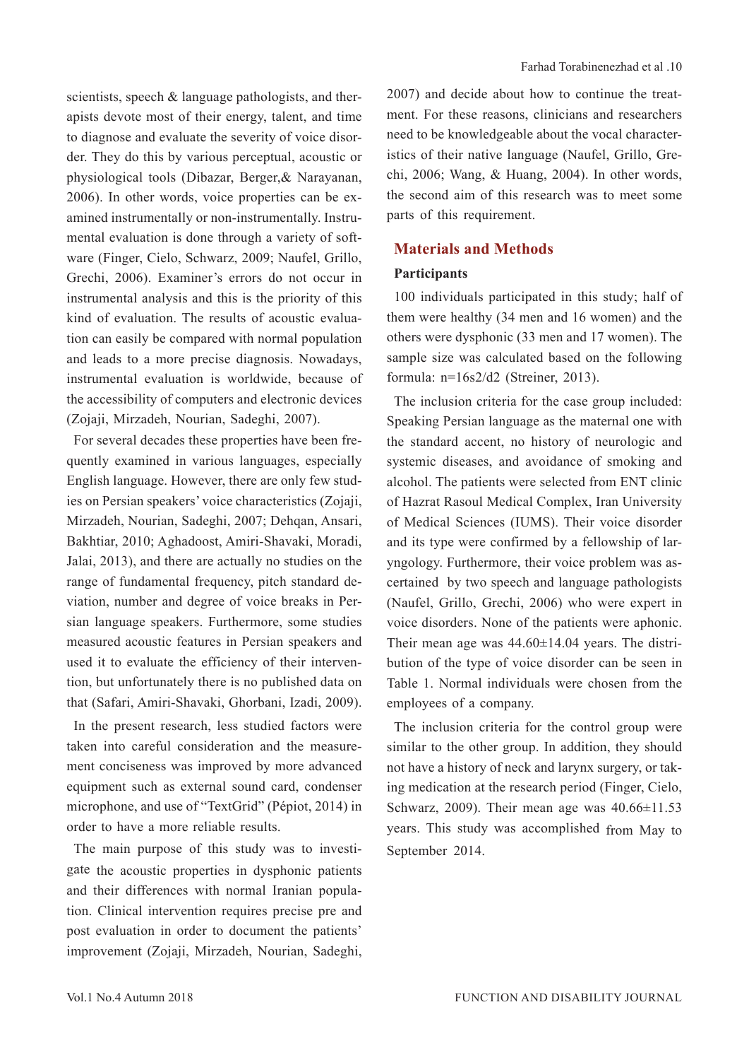scientists, speech & language pathologists, and therapists devote most of their energy, talent, and time to diagnose and evaluate the severity of voice disorder. They do this by various perceptual, acoustic or physiological tools (Dibazar, Berger,& Narayanan, 2006). In other words, voice properties can be examined instrumentally or non-instrumentally. Instrumental evaluation is done through a variety of software (Finger, Cielo, Schwarz, 2009; Naufel, Grillo, Grechi, 2006). Examiner's errors do not occur in instrumental analysis and this is the priority of this kind of evaluation. The results of acoustic evaluation can easily be compared with normal population and leads to a more precise diagnosis. Nowadays, instrumental evaluation is worldwide, because of the accessibility of computers and electronic devices (Zojaji, Mirzadeh, Nourian, Sadeghi, 2007).

For several decades these properties have been frequently examined in various languages, especially English language. However, there are only few studies on Persian speakers' voice characteristics (Zojaji, Mirzadeh, Nourian, Sadeghi, 2007; Dehqan, Ansari, Bakhtiar, 2010; Aghadoost, Amiri-Shavaki, Moradi, Jalai, 2013), and there are actually no studies on the range of fundamental frequency, pitch standard deviation, number and degree of voice breaks in Persian language speakers. Furthermore, some studies measured acoustic features in Persian speakers and used it to evaluate the efficiency of their intervention, but unfortunately there is no published data on that (Safari, Amiri-Shavaki, Ghorbani, Izadi, 2009).

In the present research, less studied factors were taken into careful consideration and the measurement conciseness was improved by more advanced equipment such as external sound card, condenser microphone, and use of "TextGrid" (Pépiot, 2014) in order to have a more reliable results.

The main purpose of this study was to investigate the acoustic properties in dysphonic patients and their differences with normal Iranian population. Clinical intervention requires precise pre and post evaluation in order to document the patients' improvement (Zojaji, Mirzadeh, Nourian, Sadeghi, 2007) and decide about how to continue the treatment. For these reasons, clinicians and researchers need to be knowledgeable about the vocal characteristics of their native language (Naufel, Grillo, Grechi, 2006; Wang, & Huang, 2004). In other words, the second aim of this research was to meet some parts of this requirement.

## Materials and Methods

### Participants

100 individuals participated in this study; half of them were healthy (34 men and 16 women) and the others were dysphonic (33 men and 17 women). The sample size was calculated based on the following formula: $n=16s2/d2$ (Streiner, 2013).

The inclusion criteria for the case group included: Speaking Persian language as the maternal one with the standard accent, no history of neurologic and systemic diseases, and avoidance of smoking and alcohol. The patients were selected from ENT clinic of Hazrat Rasoul Medical Complex, Iran University of Medical Sciences (IUMS). Their voice disorder and its type were confirmed by a fellowship of laryngology. Furthermore, their voice problem was ascertained by two speech and language pathologists (Naufel, Grillo, Grechi, 2006) who were expert in voice disorders. None of the patients were aphonic. Their mean age was 44.60±14.04 years. The distribution of the type of voice disorder can be seen in Table 1. Normal individuals were chosen from the employees of a company.

The inclusion criteria for the control group were similar to the other group. In addition, they should not have a history of neck and larynx surgery, or taking medication at the research period (Finger, Cielo, Schwarz, 2009). Their mean age was 40.66±11.53 years. This study was accomplished from May to September 2014.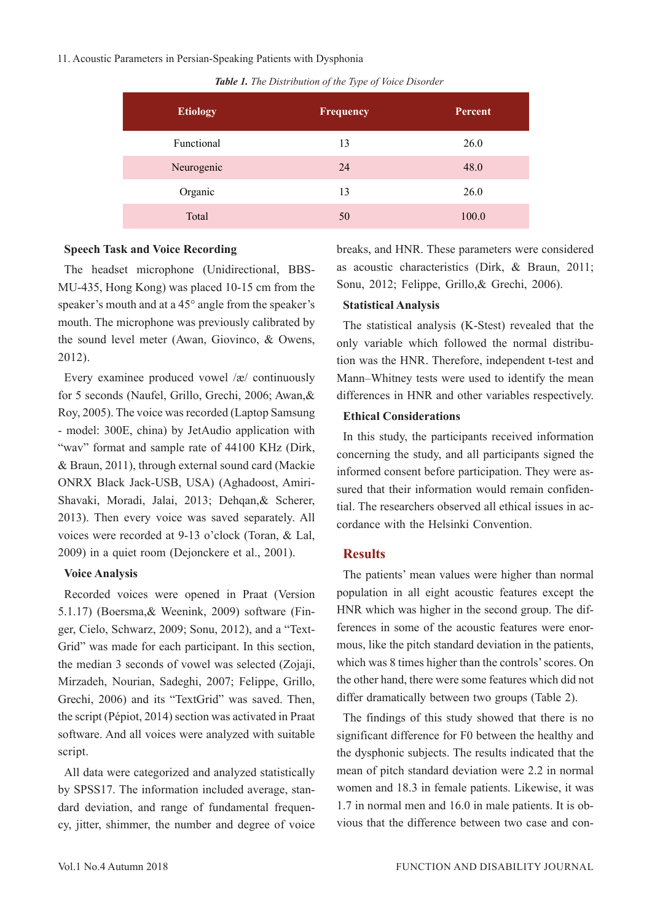*Table 1. The Distribution of the Type of Voice Disorder*

| Etiology | Frequency | Percent |
|---|---|---|
| Functional | 13 | 26.0 |
| Neurogenic | 24 | 48.0 |
| Organic | 13 | 26.0 |
| Total | 50 | 100.0 |

### Speech Task and Voice Recording

The headset microphone (Unidirectional, BBS-MU-435, Hong Kong) was placed 10-15 cm from the speaker's mouth and at a 45° angle from the speaker's mouth. The microphone was previously calibrated by the sound level meter (Awan, Giovinco, & Owens, 2012).

Every examinee produced vowel /æ/ continuously for 5 seconds (Naufel, Grillo, Grechi, 2006; Awan,& Roy, 2005). The voice was recorded (Laptop Samsung - model: 300E, china) by JetAudio application with "wav" format and sample rate of 44100 KHz (Dirk, & Braun, 2011), through external sound card (Mackie ONRX Black Jack-USB, USA) (Aghadoost, Amiri-Shavaki, Moradi, Jalai, 2013; Dehqan,& Scherer, 2013). Then every voice was saved separately. All voices were recorded at 9-13 o'clock (Toran, & Lal, 2009) in a quiet room (Dejonckere et al., 2001).

### Voice Analysis

Recorded voices were opened in Praat (Version 5.1.17) (Boersma,& Weenink, 2009) software (Finger, Cielo, Schwarz, 2009; Sonu, 2012), and a "TextGrid" was made for each participant. In this section, the median 3 seconds of vowel was selected (Zojaji, Mirzadeh, Nourian, Sadeghi, 2007; Felippe, Grillo, Grechi, 2006) and its "TextGrid" was saved. Then, the script (Pépiot, 2014) section was activated in Praat software. And all voices were analyzed with suitable script.

All data were categorized and analyzed statistically by SPSS17. The information included average, standard deviation, and range of fundamental frequency, jitter, shimmer, the number and degree of voice breaks, and HNR. These parameters were considered as acoustic characteristics (Dirk, & Braun, 2011; Sonu, 2012; Felippe, Grillo,& Grechi, 2006).

### Statistical Analysis

The statistical analysis (K-Stest) revealed that the only variable which followed the normal distribution was the HNR. Therefore, independent t-test and Mann–Whitney tests were used to identify the mean differences in HNR and other variables respectively.

### Ethical Considerations

In this study, the participants received information concerning the study, and all participants signed the informed consent before participation. They were assured that their information would remain confidential. The researchers observed all ethical issues in accordance with the Helsinki Convention.

## Results

The patients' mean values were higher than normal population in all eight acoustic features except the HNR which was higher in the second group. The differences in some of the acoustic features were enormous, like the pitch standard deviation in the patients, which was 8 times higher than the controls' scores. On the other hand, there were some features which did not differ dramatically between two groups (Table 2).

The findings of this study showed that there is no significant difference for F0 between the healthy and the dysphonic subjects. The results indicated that the mean of pitch standard deviation were 2.2 in normal women and 18.3 in female patients. Likewise, it was 1.7 in normal men and 16.0 in male patients. It is obvious that the difference between two case and con-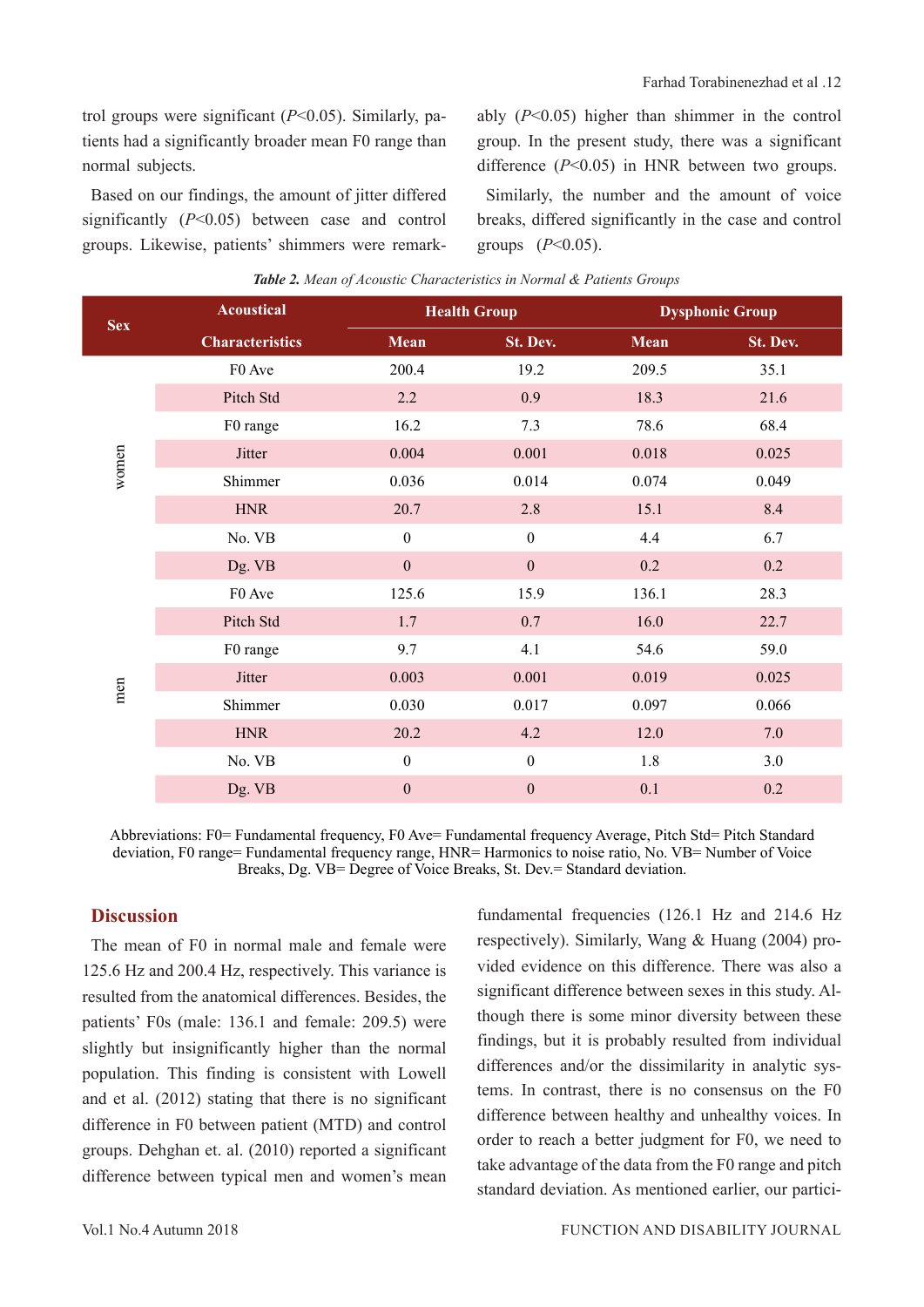trol groups were significant ($P<0.05$). Similarly, patients had a significantly broader mean F0 range than normal subjects.

Based on our findings, the amount of jitter differed significantly ($P<0.05$) between case and control groups. Likewise, patients' shimmers were remarkably ($P<0.05$) higher than shimmer in the control group. In the present study, there was a significant difference ($P<0.05$) in HNR between two groups.

Similarly, the number and the amount of voice breaks, differed significantly in the case and control groups ($P<0.05$).

***Table 2.*** *Mean of Acoustic Characteristics in Normal & Patients Groups*

| Sex | Acoustical Characteristics | Health Group | | Dysphonic Group | |
|---|---|---|---|---|---|
| | | Mean | St. Dev. | Mean | St. Dev. |
| women | F0 Ave | 200.4 | 19.2 | 209.5 | 35.1 |
| | Pitch Std | 2.2 | 0.9 | 18.3 | 21.6 |
| | F0 range | 16.2 | 7.3 | 78.6 | 68.4 |
| | Jitter | 0.004 | 0.001 | 0.018 | 0.025 |
| | Shimmer | 0.036 | 0.014 | 0.074 | 0.049 |
| | HNR | 20.7 | 2.8 | 15.1 | 8.4 |
| | No. VB | 0 | 0 | 4.4 | 6.7 |
| | Dg. VB | 0 | 0 | 0.2 | 0.2 |
| men | F0 Ave | 125.6 | 15.9 | 136.1 | 28.3 |
| | Pitch Std | 1.7 | 0.7 | 16.0 | 22.7 |
| | F0 range | 9.7 | 4.1 | 54.6 | 59.0 |
| | Jitter | 0.003 | 0.001 | 0.019 | 0.025 |
| | Shimmer | 0.030 | 0.017 | 0.097 | 0.066 |
| | HNR | 20.2 | 4.2 | 12.0 | 7.0 |
| | No. VB | 0 | 0 | 1.8 | 3.0 |
| | Dg. VB | 0 | 0 | 0.1 | 0.2 |

Abbreviations: F0= Fundamental frequency, F0 Ave= Fundamental frequency Average, Pitch Std= Pitch Standard deviation, F0 range= Fundamental frequency range, HNR= Harmonics to noise ratio, No. VB= Number of Voice Breaks, Dg. VB= Degree of Voice Breaks, St. Dev.= Standard deviation.

## Discussion

The mean of F0 in normal male and female were 125.6 Hz and 200.4 Hz, respectively. This variance is resulted from the anatomical differences. Besides, the patients' F0s (male: 136.1 and female: 209.5) were slightly but insignificantly higher than the normal population. This finding is consistent with Lowell and et al. (2012) stating that there is no significant difference in F0 between patient (MTD) and control groups. Dehghan et. al. (2010) reported a significant difference between typical men and women's mean fundamental frequencies (126.1 Hz and 214.6 Hz respectively). Similarly, Wang & Huang (2004) provided evidence on this difference. There was also a significant difference between sexes in this study. Although there is some minor diversity between these findings, but it is probably resulted from individual differences and/or the dissimilarity in analytic systems. In contrast, there is no consensus on the F0 difference between healthy and unhealthy voices. In order to reach a better judgment for F0, we need to take advantage of the data from the F0 range and pitch standard deviation. As mentioned earlier, our partici-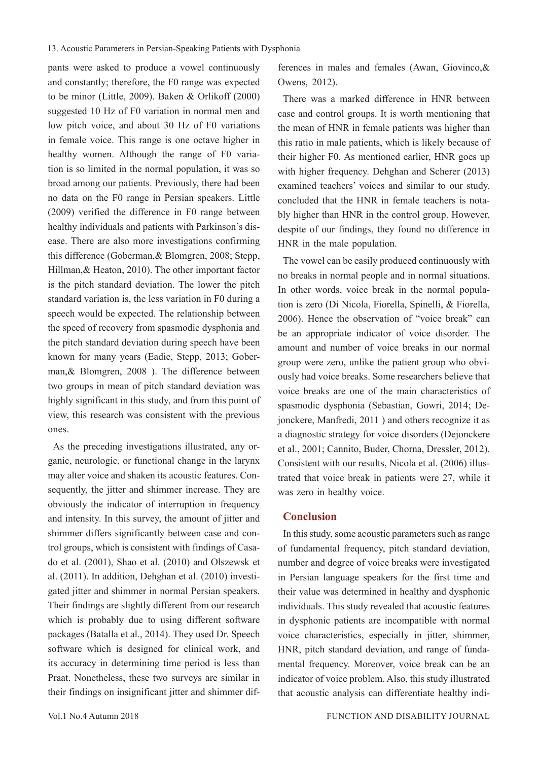pants were asked to produce a vowel continuously and constantly; therefore, the F0 range was expected to be minor (Little, 2009). Baken & Orlikoff (2000) suggested 10 Hz of F0 variation in normal men and low pitch voice, and about 30 Hz of F0 variations in female voice. This range is one octave higher in healthy women. Although the range of F0 variation is so limited in the normal population, it was so broad among our patients. Previously, there had been no data on the F0 range in Persian speakers. Little (2009) verified the difference in F0 range between healthy individuals and patients with Parkinson's disease. There are also more investigations confirming this difference (Goberman,& Blomgren, 2008; Stepp, Hillman,& Heaton, 2010). The other important factor is the pitch standard deviation. The lower the pitch standard variation is, the less variation in F0 during a speech would be expected. The relationship between the speed of recovery from spasmodic dysphonia and the pitch standard deviation during speech have been known for many years (Eadie, Stepp, 2013; Goberman,& Blomgren, 2008 ). The difference between two groups in mean of pitch standard deviation was highly significant in this study, and from this point of view, this research was consistent with the previous ones.

As the preceding investigations illustrated, any organic, neurologic, or functional change in the larynx may alter voice and shaken its acoustic features. Consequently, the jitter and shimmer increase. They are obviously the indicator of interruption in frequency and intensity. In this survey, the amount of jitter and shimmer differs significantly between case and control groups, which is consistent with findings of Casado et al. (2001), Shao et al. (2010) and Olszewsk et al. (2011). In addition, Dehghan et al. (2010) investigated jitter and shimmer in normal Persian speakers. Their findings are slightly different from our research which is probably due to using different software packages (Batalla et al., 2014). They used Dr. Speech software which is designed for clinical work, and its accuracy in determining time period is less than Praat. Nonetheless, these two surveys are similar in their findings on insignificant jitter and shimmer differences in males and females (Awan, Giovinco,& Owens, 2012).

There was a marked difference in HNR between case and control groups. It is worth mentioning that the mean of HNR in female patients was higher than this ratio in male patients, which is likely because of their higher F0. As mentioned earlier, HNR goes up with higher frequency. Dehghan and Scherer (2013) examined teachers' voices and similar to our study, concluded that the HNR in female teachers is notably higher than HNR in the control group. However, despite of our findings, they found no difference in HNR in the male population.

The vowel can be easily produced continuously with no breaks in normal people and in normal situations. In other words, voice break in the normal population is zero (Di Nicola, Fiorella, Spinelli, & Fiorella, 2006). Hence the observation of "voice break" can be an appropriate indicator of voice disorder. The amount and number of voice breaks in our normal group were zero, unlike the patient group who obviously had voice breaks. Some researchers believe that voice breaks are one of the main characteristics of spasmodic dysphonia (Sebastian, Gowri, 2014; Dejonckere, Manfredi, 2011 ) and others recognize it as a diagnostic strategy for voice disorders (Dejonckere et al., 2001; Cannito, Buder, Chorna, Dressler, 2012). Consistent with our results, Nicola et al. (2006) illustrated that voice break in patients were 27, while it was zero in healthy voice.

## Conclusion

In this study, some acoustic parameters such as range of fundamental frequency, pitch standard deviation, number and degree of voice breaks were investigated in Persian language speakers for the first time and their value was determined in healthy and dysphonic individuals. This study revealed that acoustic features in dysphonic patients are incompatible with normal voice characteristics, especially in jitter, shimmer, HNR, pitch standard deviation, and range of fundamental frequency. Moreover, voice break can be an indicator of voice problem. Also, this study illustrated that acoustic analysis can differentiate healthy indi-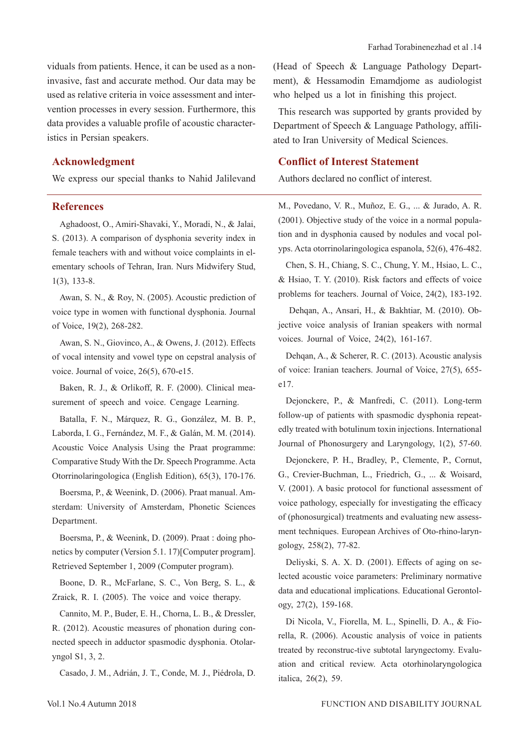viduals from patients. Hence, it can be used as a non-invasive, fast and accurate method. Our data may be used as relative criteria in voice assessment and intervention processes in every session. Furthermore, this data provides a valuable profile of acoustic characteristics in Persian speakers.

## Acknowledgment

We express our special thanks to Nahid Jalilevand (Head of Speech & Language Pathology Department), & Hessamodin Emamdjome as audiologist who helped us a lot in finishing this project.

This research was supported by grants provided by Department of Speech & Language Pathology, affiliated to Iran University of Medical Sciences.

## Conflict of Interest Statement

Authors declared no conflict of interest.

## References

Aghadoost, O., Amiri-Shavaki, Y., Moradi, N., & Jalai, S. (2013). A comparison of dysphonia severity index in female teachers with and without voice complaints in elementary schools of Tehran, Iran. Nurs Midwifery Stud, 1(3), 133-8.

Awan, S. N., & Roy, N. (2005). Acoustic prediction of voice type in women with functional dysphonia. Journal of Voice, 19(2), 268-282.

Awan, S. N., Giovinco, A., & Owens, J. (2012). Effects of vocal intensity and vowel type on cepstral analysis of voice. Journal of voice, 26(5), 670-e15.

Baken, R. J., & Orlikoff, R. F. (2000). Clinical measurement of speech and voice. Cengage Learning.

Batalla, F. N., Márquez, R. G., González, M. B. P., Laborda, I. G., Fernández, M. F., & Galán, M. M. (2014). Acoustic Voice Analysis Using the Praat programme: Comparative Study With the Dr. Speech Programme. Acta Otorrinolaringologica (English Edition), 65(3), 170-176.

Boersma, P., & Weenink, D. (2006). Praat manual. Amsterdam: University of Amsterdam, Phonetic Sciences Department.

Boersma, P., & Weenink, D. (2009). Praat : doing phonetics by computer (Version 5.1. 17)[Computer program]. Retrieved September 1, 2009 (Computer program).

Boone, D. R., McFarlane, S. C., Von Berg, S. L., & Zraick, R. I. (2005). The voice and voice therapy.

Cannito, M. P., Buder, E. H., Chorna, L. B., & Dressler, R. (2012). Acoustic measures of phonation during connected speech in adductor spasmodic dysphonia. Otolaryngol S1, 3, 2.

Casado, J. M., Adrián, J. T., Conde, M. J., Piédrola, D. M., Povedano, V. R., Muñoz, E. G., ... & Jurado, A. R. (2001). Objective study of the voice in a normal population and in dysphonia caused by nodules and vocal polyps. Acta otorrinolaringologica espanola, 52(6), 476-482.

Chen, S. H., Chiang, S. C., Chung, Y. M., Hsiao, L. C., & Hsiao, T. Y. (2010). Risk factors and effects of voice problems for teachers. Journal of Voice, 24(2), 183-192.

Dehqan, A., Ansari, H., & Bakhtiar, M. (2010). Objective voice analysis of Iranian speakers with normal voices. Journal of Voice, 24(2), 161-167.

Dehqan, A., & Scherer, R. C. (2013). Acoustic analysis of voice: Iranian teachers. Journal of Voice, 27(5), 655-e17.

Dejonckere, P., & Manfredi, C. (2011). Long-term follow-up of patients with spasmodic dysphonia repeatedly treated with botulinum toxin injections. International Journal of Phonosurgery and Laryngology, 1(2), 57-60.

Dejonckere, P. H., Bradley, P., Clemente, P., Cornut, G., Crevier-Buchman, L., Friedrich, G., ... & Woisard, V. (2001). A basic protocol for functional assessment of voice pathology, especially for investigating the efficacy of (phonosurgical) treatments and evaluating new assessment techniques. European Archives of Oto-rhino-laryngology, 258(2), 77-82.

Deliyski, S. A. X. D. (2001). Effects of aging on selected acoustic voice parameters: Preliminary normative data and educational implications. Educational Gerontology, 27(2), 159-168.

Di Nicola, V., Fiorella, M. L., Spinelli, D. A., & Fiorella, R. (2006). Acoustic analysis of voice in patients treated by reconstruc-tive subtotal laryngectomy. Evaluation and critical review. Acta otorhinolaryngologica italica, 26(2), 59.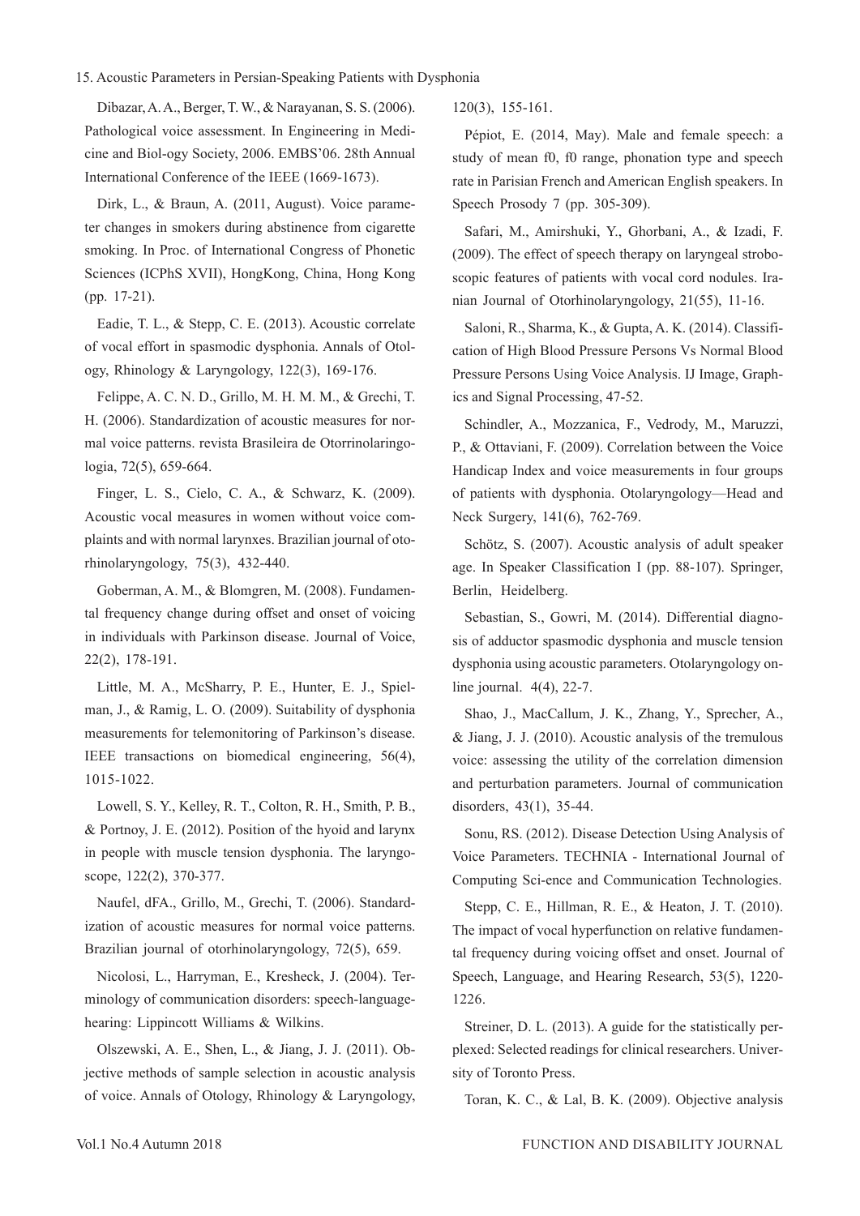Dibazar, A. A., Berger, T. W., & Narayanan, S. S. (2006). Pathological voice assessment. In Engineering in Medicine and Biol-ogy Society, 2006. EMBS'06. 28th Annual International Conference of the IEEE (1669-1673).

Dirk, L., & Braun, A. (2011, August). Voice parameter changes in smokers during abstinence from cigarette smoking. In Proc. of International Congress of Phonetic Sciences (ICPhS XVII), HongKong, China, Hong Kong (pp. 17-21).

Eadie, T. L., & Stepp, C. E. (2013). Acoustic correlate of vocal effort in spasmodic dysphonia. Annals of Otology, Rhinology & Laryngology, 122(3), 169-176.

Felippe, A. C. N. D., Grillo, M. H. M. M., & Grechi, T. H. (2006). Standardization of acoustic measures for normal voice patterns. revista Brasileira de Otorrinolaringologia, 72(5), 659-664.

Finger, L. S., Cielo, C. A., & Schwarz, K. (2009). Acoustic vocal measures in women without voice complaints and with normal larynxes. Brazilian journal of otorhinolaryngology, 75(3), 432-440.

Goberman, A. M., & Blomgren, M. (2008). Fundamental frequency change during offset and onset of voicing in individuals with Parkinson disease. Journal of Voice, 22(2), 178-191.

Little, M. A., McSharry, P. E., Hunter, E. J., Spielman, J., & Ramig, L. O. (2009). Suitability of dysphonia measurements for telemonitoring of Parkinson's disease. IEEE transactions on biomedical engineering, 56(4), 1015-1022.

Lowell, S. Y., Kelley, R. T., Colton, R. H., Smith, P. B., & Portnoy, J. E. (2012). Position of the hyoid and larynx in people with muscle tension dysphonia. The laryngoscope, 122(2), 370-377.

Naufel, dFA., Grillo, M., Grechi, T. (2006). Standardization of acoustic measures for normal voice patterns. Brazilian journal of otorhinolaryngology, 72(5), 659.

Nicolosi, L., Harryman, E., Kresheck, J. (2004). Terminology of communication disorders: speech-language-hearing: Lippincott Williams & Wilkins.

Olszewski, A. E., Shen, L., & Jiang, J. J. (2011). Objective methods of sample selection in acoustic analysis of voice. Annals of Otology, Rhinology & Laryngology, 120(3), 155-161.

Pépiot, E. (2014, May). Male and female speech: a study of mean f0, f0 range, phonation type and speech rate in Parisian French and American English speakers. In Speech Prosody 7 (pp. 305-309).

Safari, M., Amirshuki, Y., Ghorbani, A., & Izadi, F. (2009). The effect of speech therapy on laryngeal stroboscopic features of patients with vocal cord nodules. Iranian Journal of Otorhinolaryngology, 21(55), 11-16.

Saloni, R., Sharma, K., & Gupta, A. K. (2014). Classification of High Blood Pressure Persons Vs Normal Blood Pressure Persons Using Voice Analysis. IJ Image, Graphics and Signal Processing, 47-52.

Schindler, A., Mozzanica, F., Vedrody, M., Maruzzi, P., & Ottaviani, F. (2009). Correlation between the Voice Handicap Index and voice measurements in four groups of patients with dysphonia. Otolaryngology—Head and Neck Surgery, 141(6), 762-769.

Schötz, S. (2007). Acoustic analysis of adult speaker age. In Speaker Classification I (pp. 88-107). Springer, Berlin, Heidelberg.

Sebastian, S., Gowri, M. (2014). Differential diagnosis of adductor spasmodic dysphonia and muscle tension dysphonia using acoustic parameters. Otolaryngology online journal. 4(4), 22-7.

Shao, J., MacCallum, J. K., Zhang, Y., Sprecher, A., & Jiang, J. J. (2010). Acoustic analysis of the tremulous voice: assessing the utility of the correlation dimension and perturbation parameters. Journal of communication disorders, 43(1), 35-44.

Sonu, RS. (2012). Disease Detection Using Analysis of Voice Parameters. TECHNIA - International Journal of Computing Sci-ence and Communication Technologies.

Stepp, C. E., Hillman, R. E., & Heaton, J. T. (2010). The impact of vocal hyperfunction on relative fundamental frequency during voicing offset and onset. Journal of Speech, Language, and Hearing Research, 53(5), 1220-1226.

Streiner, D. L. (2013). A guide for the statistically perplexed: Selected readings for clinical researchers. University of Toronto Press.

Toran, K. C., & Lal, B. K. (2009). Objective analysis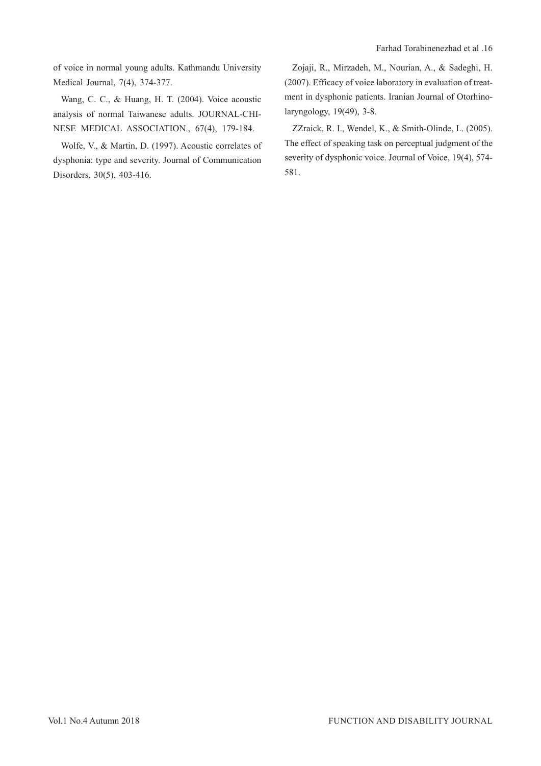of voice in normal young adults. Kathmandu University Medical Journal, 7(4), 374-377.

Wang, C. C., & Huang, H. T. (2004). Voice acoustic analysis of normal Taiwanese adults. JOURNAL-CHINESE MEDICAL ASSOCIATION., 67(4), 179-184.

Wolfe, V., & Martin, D. (1997). Acoustic correlates of dysphonia: type and severity. Journal of Communication Disorders, 30(5), 403-416.

Zojaji, R., Mirzadeh, M., Nourian, A., & Sadeghi, H. (2007). Efficacy of voice laboratory in evaluation of treatment in dysphonic patients. Iranian Journal of Otorhinolaryngology, 19(49), 3-8.

ZZraick, R. I., Wendel, K., & Smith-Olinde, L. (2005). The effect of speaking task on perceptual judgment of the severity of dysphonic voice. Journal of Voice, 19(4), 574-581.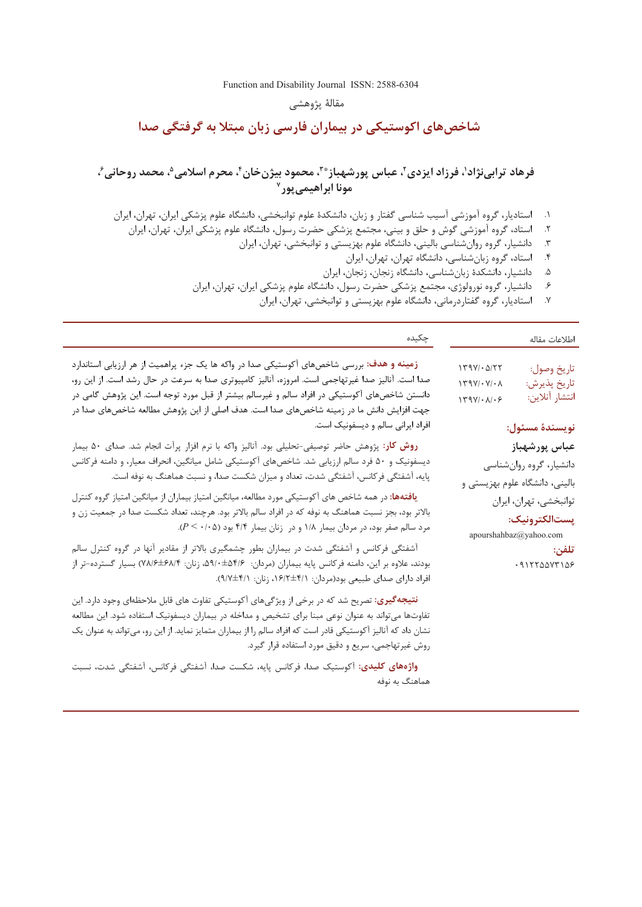Function and Disability Journal ISSN: 2588-6304

مقالهٔ پژوهشی

# شاخص‌های اکوستیکی در بیماران فارسی زبان مبتلا به گرفتگی صدا

**فرهاد ترابی‌نژاد[1]، فرزاد ایزدی[2]، عباس پورشهباز[3*]، محمود بیژن‌خان[4]، محرم اسلامی[5]، محمد روحانی[6]، مونا ابراهیمی‌پور[7]**

۱. استادیار، گروه آموزشی آسیب شناسی گفتار و زبان، دانشکدهٔ علوم توانبخشی، دانشگاه علوم پزشکی ایران، تهران، ایران
۲. استاد، گروه آموزشی گوش و حلق و بینی، مجتمع پزشکی حضرت رسول، دانشگاه علوم پزشکی ایران، تهران، ایران
۳. دانشیار، گروه روان‌شناسی بالینی، دانشگاه علوم بهزیستی و توانبخشی، تهران، ایران
۴. استاد، گروه زبان‌شناسی، دانشگاه تهران، تهران، ایران
۵. دانشیار، دانشکدهٔ زبان‌شناسی، دانشگاه زنجان، زنجان، ایران
۶. دانشیار، گروه نورولوژی، مجتمع پزشکی حضرت رسول، دانشگاه علوم پزشکی ایران، تهران، ایران
۷. استادیار، گروه گفتاردرمانی، دانشگاه علوم بهزیستی و توانبخشی، تهران، ایران

**اطلاعات مقاله**

تاریخ وصول: ۱۳۹۷/۰۵/۲۲
تاریخ پذیرش: ۱۳۹۷/۰۷/۰۸
انتشار آنلاین: ۱۳۹۷/۰۸/۰۶

**نویسندهٔ مسئول:**

**عباس پورشهباز**

دانشیار، گروه روان‌شناسی بالینی، دانشگاه علوم بهزیستی و توانبخشی، تهران، ایران

**پست‌الکترونیک:**
apourshahbaz@yahoo.com

**تلفن:**
۰۹۱۲۲۵۵۷۳۱۵۶

**چکیده**

**زمینه و هدف:** بررسی شاخص‌های آکوستیکی صدا در واکه یک جزء پراهمیت از هر ارزیابی استاندارد صدا است. آنالیز صدا غیرتهاجمی است. امروزه، آنالیز کامپیوتری صدا به سرعت در حال رشد است. از این رو، دانستن شاخص‌های آکوستیکی در افراد سالم و غیرسالم بیشتر از قبل مورد توجه است. این پژوهش گامی در جهت افزایش دانش ما در زمینه شاخص‌های صدا است. هدف اصلی از این پژوهش مطالعه شاخص‌های صدا در افراد ایرانی سالم و دیسفونیک است.

**روش کار:** پژوهش حاضر توصیفی-تحلیلی بود. آنالیز واکه با نرم افزار پرآت انجام شد. صدای ۵۰ بیمار دیسفونیک و ۵۰ فرد سالم ارزیابی شد. شاخص‌های آکوستیکی شامل میانگین، انحراف معیار، و دامنه فرکانس پایه، آشفتگی فرکانس، آشفتگی شدت، تعداد و میزان شکست صدا، و نسبت هماهنگ به نوفه است.

**یافته‌ها:** در همه شاخص های آکوستیکی مورد مطالعه، میانگین امتیاز بیماران از میانگین امتیاز گروه کنترل بالاتر بود، بجز نسبت هماهنگ به نوفه که در افراد سالم بالاتر بود. هرچند، تعداد شکست صدا در جمعیت زن و مرد سالم صفر بود، در مردان بیمار ۱/۸ و در زنان بیمار ۴/۴ بود ($P < ۰/۰۵$).

آشفتگی فرکانس و آشفتگی شدت در بیماران بطور چشمگیری بالاتر از مقادیر آنها در گروه کنترل سالم بودند، علاوه بر این، دامنه فرکانس پایه بیماران (مردان: ۵۴/۶±۵۹/۰، زنان: ۶۸/۴±۷۸/۶) بسیار گسترده-تر از افراد دارای صدای طبیعی بود(مردان: ۴/۱±۱۶/۲، زنان: ۴/۱±۹/۷).

**نتیجه‌گیری:** تصریح شد که در برخی از ویژگی‌های آکوستیکی تفاوت های قابل ملاحظه‌ای وجود دارد. این تفاوت‌ها می‌تواند به عنوان نوعی مبنا برای تشخیص و مداخله در بیماران دیسفونیک استفاده شود. این مطالعه نشان داد که آنالیز آکوستیکی قادر است که افراد سالم را از بیماران متمایز نماید. از این رو، می‌تواند به عنوان یک روش غیرتهاجمی، سریع و دقیق مورد استفاده قرار گیرد.

**واژه‌های کلیدی:** آکوستیک صدا، فرکانس پایه، شکست صدا، آشفتگی فرکانس، آشفتگی شدت، نسبت هماهنگ به نوفه